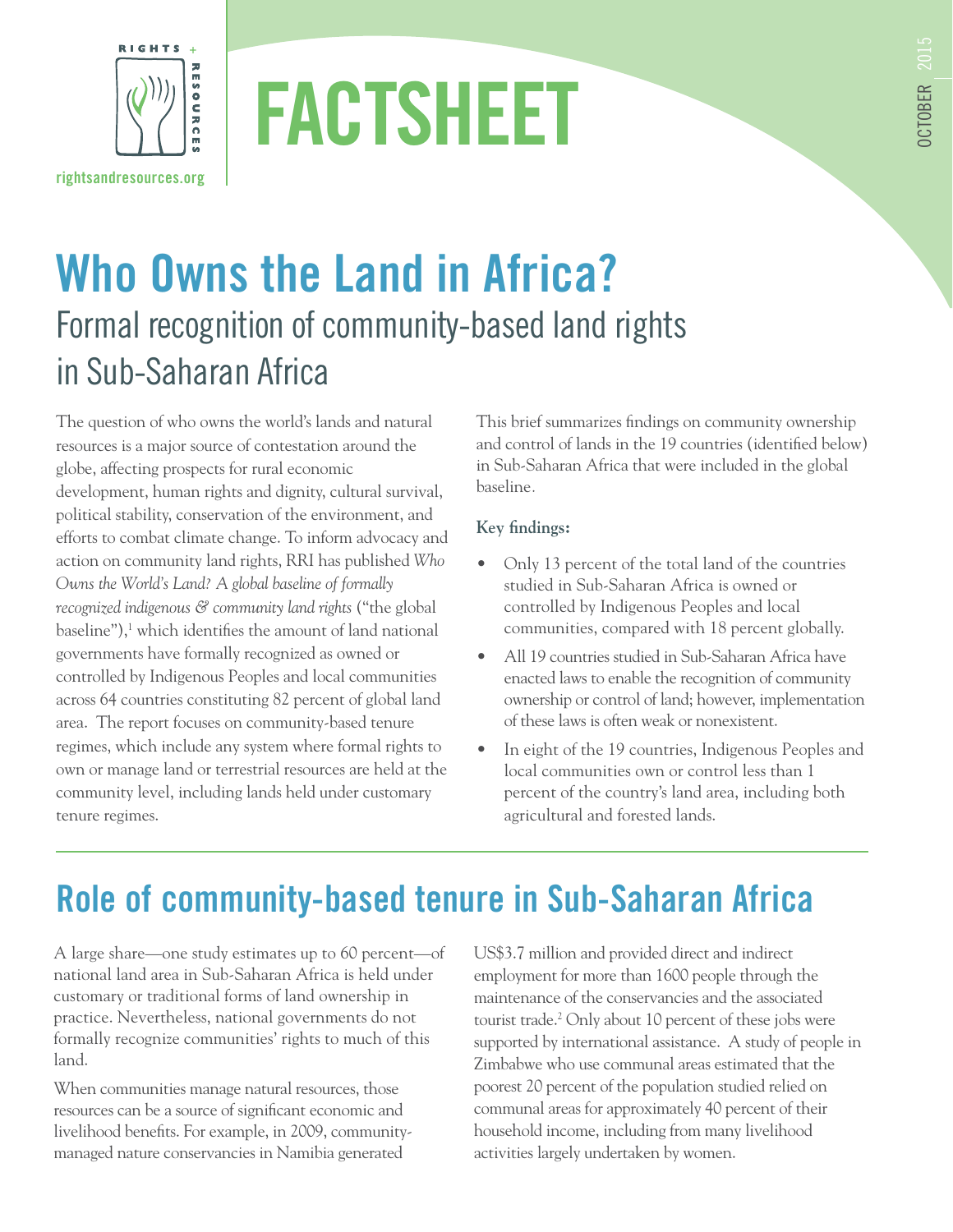RIGHTS + RESOURCES

rightsandresources.org

# FACTSHEET

OCTOBER 2015

# Who Owns the Land in Africa?

## Formal recognition of community-based land rights in Sub-Saharan Africa

The question of who owns the world's lands and natural resources is a major source of contestation around the globe, affecting prospects for rural economic development, human rights and dignity, cultural survival, political stability, conservation of the environment, and efforts to combat climate change. To inform advocacy and action on community land rights, RRI has published *Who Owns the World's Land? A global baseline of formally recognized indigenous & community land rights* ("the global baseline"),[1] which identifies the amount of land national governments have formally recognized as owned or controlled by Indigenous Peoples and local communities across 64 countries constituting 82 percent of global land area. The report focuses on community-based tenure regimes, which include any system where formal rights to own or manage land or terrestrial resources are held at the community level, including lands held under customary tenure regimes.

This brief summarizes findings on community ownership and control of lands in the 19 countries (identified below) in Sub-Saharan Africa that were included in the global baseline.

**Key findings:**

- Only 13 percent of the total land of the countries studied in Sub-Saharan Africa is owned or controlled by Indigenous Peoples and local communities, compared with 18 percent globally.
- All 19 countries studied in Sub-Saharan Africa have enacted laws to enable the recognition of community ownership or control of land; however, implementation of these laws is often weak or nonexistent.
- In eight of the 19 countries, Indigenous Peoples and local communities own or control less than 1 percent of the country's land area, including both agricultural and forested lands.

## Role of community-based tenure in Sub-Saharan Africa

A large share—one study estimates up to 60 percent—of national land area in Sub-Saharan Africa is held under customary or traditional forms of land ownership in practice. Nevertheless, national governments do not formally recognize communities' rights to much of this land.

When communities manage natural resources, those resources can be a source of significant economic and livelihood benefits. For example, in 2009, community-managed nature conservancies in Namibia generated US$3.7 million and provided direct and indirect employment for more than 1600 people through the maintenance of the conservancies and the associated tourist trade.[2] Only about 10 percent of these jobs were supported by international assistance. A study of people in Zimbabwe who use communal areas estimated that the poorest 20 percent of the population studied relied on communal areas for approximately 40 percent of their household income, including from many livelihood activities largely undertaken by women.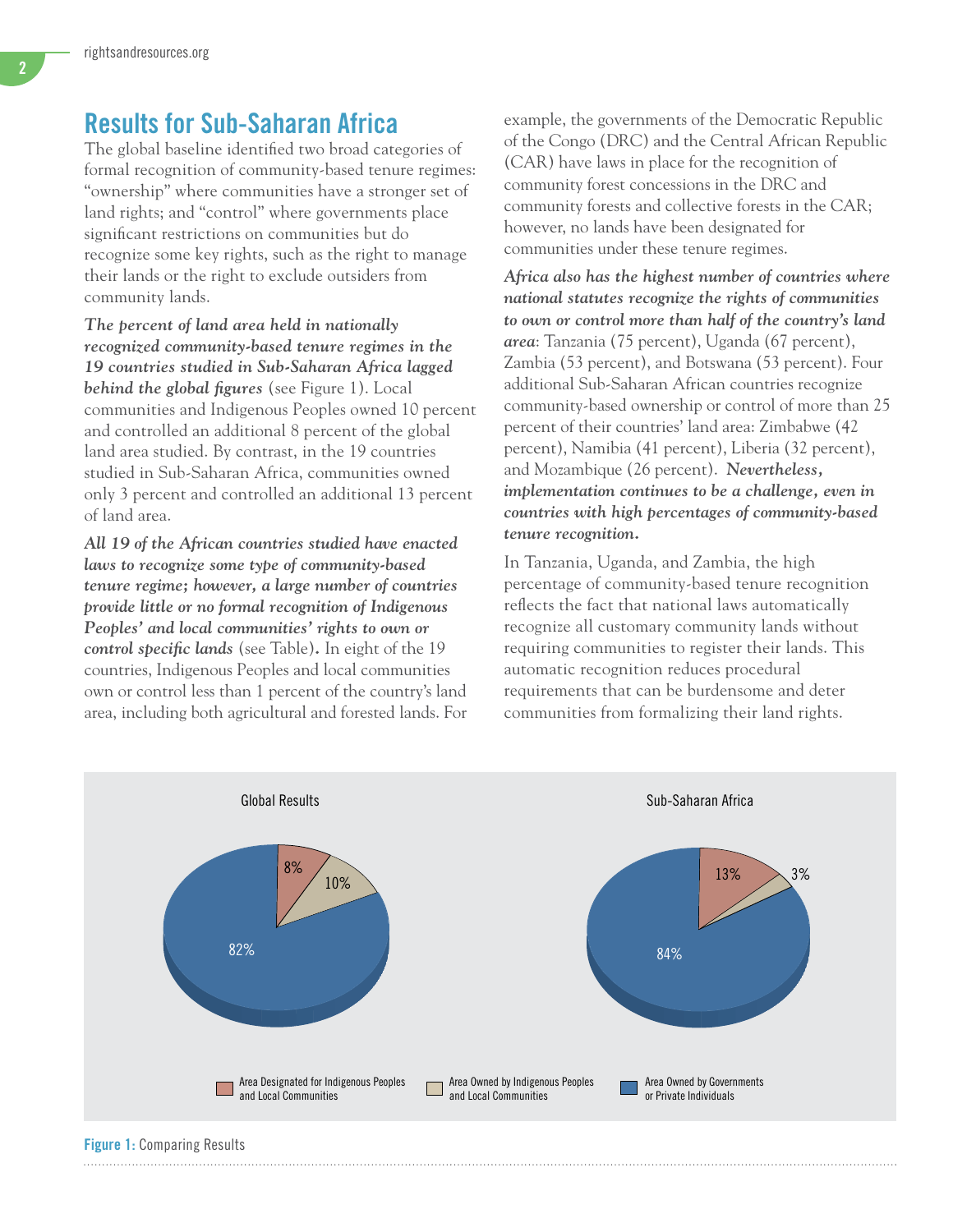## Results for Sub-Saharan Africa

The global baseline identified two broad categories of formal recognition of community-based tenure regimes: "ownership" where communities have a stronger set of land rights; and "control" where governments place significant restrictions on communities but do recognize some key rights, such as the right to manage their lands or the right to exclude outsiders from community lands.

***The percent of land area held in nationally recognized community-based tenure regimes in the 19 countries studied in Sub-Saharan Africa lagged behind the global figures*** (see Figure 1). Local communities and Indigenous Peoples owned 10 percent and controlled an additional 8 percent of the global land area studied. By contrast, in the 19 countries studied in Sub-Saharan Africa, communities owned only 3 percent and controlled an additional 13 percent of land area.

***All 19 of the African countries studied have enacted laws to recognize some type of community-based tenure regime; however, a large number of countries provide little or no formal recognition of Indigenous Peoples' and local communities' rights to own or control specific lands*** (see Table)**.** In eight of the 19 countries, Indigenous Peoples and local communities own or control less than 1 percent of the country's land area, including both agricultural and forested lands. For example, the governments of the Democratic Republic of the Congo (DRC) and the Central African Republic (CAR) have laws in place for the recognition of community forest concessions in the DRC and community forests and collective forests in the CAR; however, no lands have been designated for communities under these tenure regimes.

***Africa also has the highest number of countries where national statutes recognize the rights of communities to own or control more than half of the country's land area***: Tanzania (75 percent), Uganda (67 percent), Zambia (53 percent), and Botswana (53 percent). Four additional Sub-Saharan African countries recognize community-based ownership or control of more than 25 percent of their countries' land area: Zimbabwe (42 percent), Namibia (41 percent), Liberia (32 percent), and Mozambique (26 percent). ***Nevertheless, implementation continues to be a challenge, even in countries with high percentages of community-based tenure recognition.***

In Tanzania, Uganda, and Zambia, the high percentage of community-based tenure recognition reflects the fact that national laws automatically recognize all customary community lands without requiring communities to register their lands. This automatic recognition reduces procedural requirements that can be burdensome and deter communities from formalizing their land rights.

Global Results: Area Designated for Indigenous Peoples and Local Communities 8%; Area Owned by Indigenous Peoples and Local Communities 10%; Area Owned by Governments or Private Individuals 82%

Sub-Saharan Africa: Area Designated for Indigenous Peoples and Local Communities 13%; Area Owned by Indigenous Peoples and Local Communities 3%; Area Owned by Governments or Private Individuals 84%

**Figure 1:** Comparing Results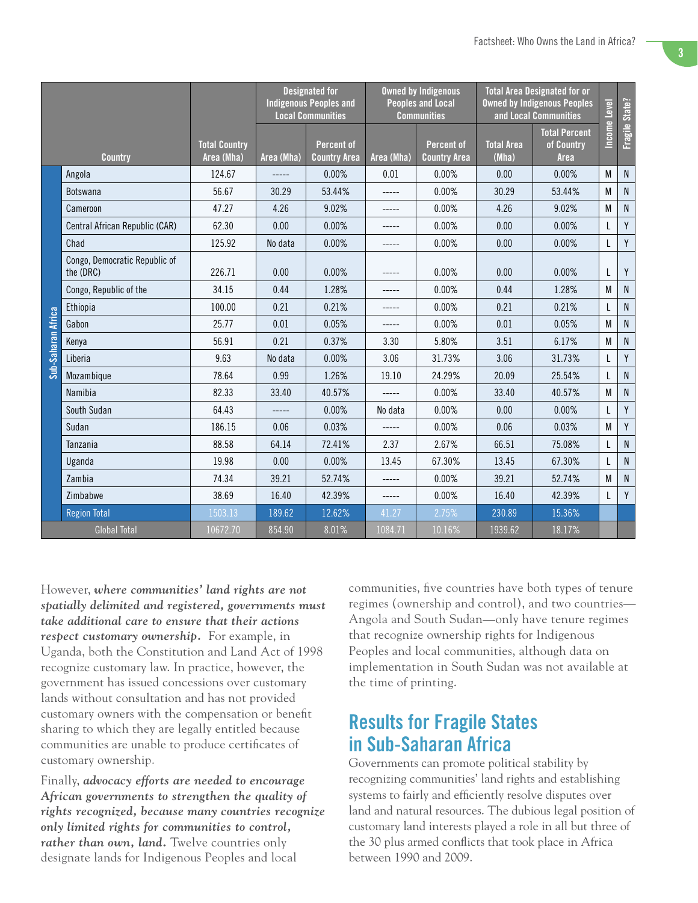| | Country | Total Country Area (Mha) | Designated for Indigenous Peoples and Local Communities | | Owned by Indigenous Peoples and Local Communities | | Total Area Designated for or Owned by Indigenous Peoples and Local Communities | | Income Level | Fragile State? |
|---|---|---|---|---|---|---|---|---|---|---|
| | | | Area (Mha) | Percent of Country Area | Area (Mha) | Percent of Country Area | Total Area (Mha) | Total Percent of Country Area | | |
| Sub-Saharan Africa | Angola | 124.67 | ----- | 0.00% | 0.01 | 0.00% | 0.00 | 0.00% | M | N |
| | Botswana | 56.67 | 30.29 | 53.44% | ----- | 0.00% | 30.29 | 53.44% | M | N |
| | Cameroon | 47.27 | 4.26 | 9.02% | ----- | 0.00% | 4.26 | 9.02% | M | N |
| | Central African Republic (CAR) | 62.30 | 0.00 | 0.00% | ----- | 0.00% | 0.00 | 0.00% | L | Y |
| | Chad | 125.92 | No data | 0.00% | ----- | 0.00% | 0.00 | 0.00% | L | Y |
| | Congo, Democratic Republic of the (DRC) | 226.71 | 0.00 | 0.00% | ----- | 0.00% | 0.00 | 0.00% | L | Y |
| | Congo, Republic of the | 34.15 | 0.44 | 1.28% | ----- | 0.00% | 0.44 | 1.28% | M | N |
| | Ethiopia | 100.00 | 0.21 | 0.21% | ----- | 0.00% | 0.21 | 0.21% | L | N |
| | Gabon | 25.77 | 0.01 | 0.05% | ----- | 0.00% | 0.01 | 0.05% | M | N |
| | Kenya | 56.91 | 0.21 | 0.37% | 3.30 | 5.80% | 3.51 | 6.17% | M | N |
| | Liberia | 9.63 | No data | 0.00% | 3.06 | 31.73% | 3.06 | 31.73% | L | Y |
| | Mozambique | 78.64 | 0.99 | 1.26% | 19.10 | 24.29% | 20.09 | 25.54% | L | N |
| | Namibia | 82.33 | 33.40 | 40.57% | ----- | 0.00% | 33.40 | 40.57% | M | N |
| | South Sudan | 64.43 | ----- | 0.00% | No data | 0.00% | 0.00 | 0.00% | L | Y |
| | Sudan | 186.15 | 0.06 | 0.03% | ----- | 0.00% | 0.06 | 0.03% | M | Y |
| | Tanzania | 88.58 | 64.14 | 72.41% | 2.37 | 2.67% | 66.51 | 75.08% | L | N |
| | Uganda | 19.98 | 0.00 | 0.00% | 13.45 | 67.30% | 13.45 | 67.30% | L | N |
| | Zambia | 74.34 | 39.21 | 52.74% | ----- | 0.00% | 39.21 | 52.74% | M | N |
| | Zimbabwe | 38.69 | 16.40 | 42.39% | ----- | 0.00% | 16.40 | 42.39% | L | Y |
| | Region Total | 1503.13 | 189.62 | 12.62% | 41.27 | 2.75% | 230.89 | 15.36% | | |
| Global Total | | 10672.70 | 854.90 | 8.01% | 1084.71 | 10.16% | 1939.62 | 18.17% | | |

However, ***where communities' land rights are not spatially delimited and registered, governments must take additional care to ensure that their actions respect customary ownership.*** For example, in Uganda, both the Constitution and Land Act of 1998 recognize customary law. In practice, however, the government has issued concessions over customary lands without consultation and has not provided customary owners with the compensation or benefit sharing to which they are legally entitled because communities are unable to produce certificates of customary ownership.

Finally, ***advocacy efforts are needed to encourage African governments to strengthen the quality of rights recognized, because many countries recognize only limited rights for communities to control, rather than own, land.*** Twelve countries only designate lands for Indigenous Peoples and local communities, five countries have both types of tenure regimes (ownership and control), and two countries—Angola and South Sudan—only have tenure regimes that recognize ownership rights for Indigenous Peoples and local communities, although data on implementation in South Sudan was not available at the time of printing.

## Results for Fragile States in Sub-Saharan Africa

Governments can promote political stability by recognizing communities' land rights and establishing systems to fairly and efficiently resolve disputes over land and natural resources. The dubious legal position of customary land interests played a role in all but three of the 30 plus armed conflicts that took place in Africa between 1990 and 2009.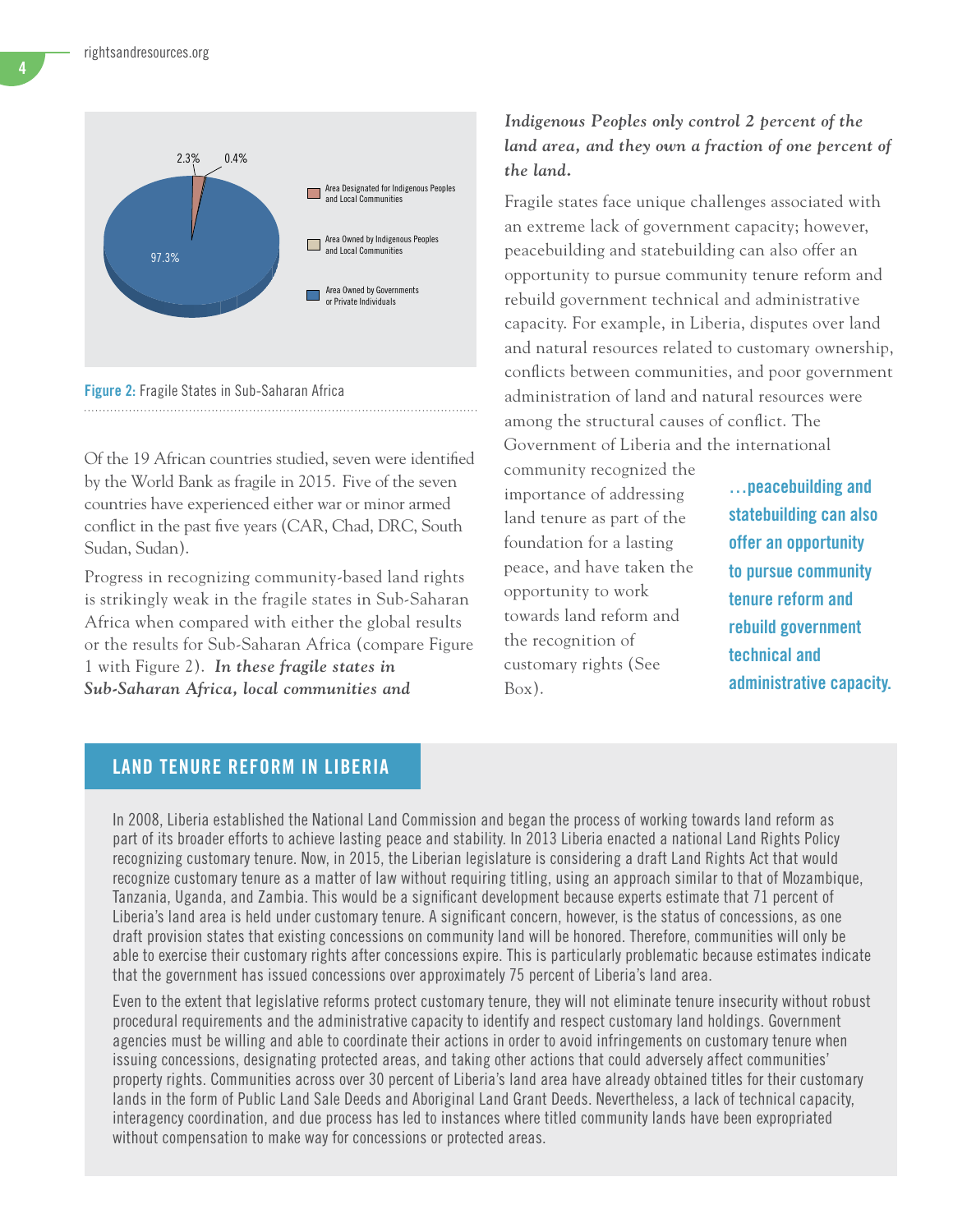2.3% 0.4%

97.3%

- Area Designated for Indigenous Peoples and Local Communities
- Area Owned by Indigenous Peoples and Local Communities
- Area Owned by Governments or Private Individuals

**Figure 2:** Fragile States in Sub-Saharan Africa

Of the 19 African countries studied, seven were identified by the World Bank as fragile in 2015. Five of the seven countries have experienced either war or minor armed conflict in the past five years (CAR, Chad, DRC, South Sudan, Sudan).

Progress in recognizing community-based land rights is strikingly weak in the fragile states in Sub-Saharan Africa when compared with either the global results or the results for Sub-Saharan Africa (compare Figure 1 with Figure 2). ***In these fragile states in Sub-Saharan Africa, local communities and Indigenous Peoples only control 2 percent of the land area, and they own a fraction of one percent of the land.***

Fragile states face unique challenges associated with an extreme lack of government capacity; however, peacebuilding and statebuilding can also offer an opportunity to pursue community tenure reform and rebuild government technical and administrative capacity. For example, in Liberia, disputes over land and natural resources related to customary ownership, conflicts between communities, and poor government administration of land and natural resources were among the structural causes of conflict. The Government of Liberia and the international community recognized the importance of addressing land tenure as part of the foundation for a lasting peace, and have taken the opportunity to work towards land reform and the recognition of customary rights (See Box).

> **…peacebuilding and statebuilding can also offer an opportunity to pursue community tenure reform and rebuild government technical and administrative capacity.**

## LAND TENURE REFORM IN LIBERIA

In 2008, Liberia established the National Land Commission and began the process of working towards land reform as part of its broader efforts to achieve lasting peace and stability. In 2013 Liberia enacted a national Land Rights Policy recognizing customary tenure. Now, in 2015, the Liberian legislature is considering a draft Land Rights Act that would recognize customary tenure as a matter of law without requiring titling, using an approach similar to that of Mozambique, Tanzania, Uganda, and Zambia. This would be a significant development because experts estimate that 71 percent of Liberia's land area is held under customary tenure. A significant concern, however, is the status of concessions, as one draft provision states that existing concessions on community land will be honored. Therefore, communities will only be able to exercise their customary rights after concessions expire. This is particularly problematic because estimates indicate that the government has issued concessions over approximately 75 percent of Liberia's land area.

Even to the extent that legislative reforms protect customary tenure, they will not eliminate tenure insecurity without robust procedural requirements and the administrative capacity to identify and respect customary land holdings. Government agencies must be willing and able to coordinate their actions in order to avoid infringements on customary tenure when issuing concessions, designating protected areas, and taking other actions that could adversely affect communities' property rights. Communities across over 30 percent of Liberia's land area have already obtained titles for their customary lands in the form of Public Land Sale Deeds and Aboriginal Land Grant Deeds. Nevertheless, a lack of technical capacity, interagency coordination, and due process has led to instances where titled community lands have been expropriated without compensation to make way for concessions or protected areas.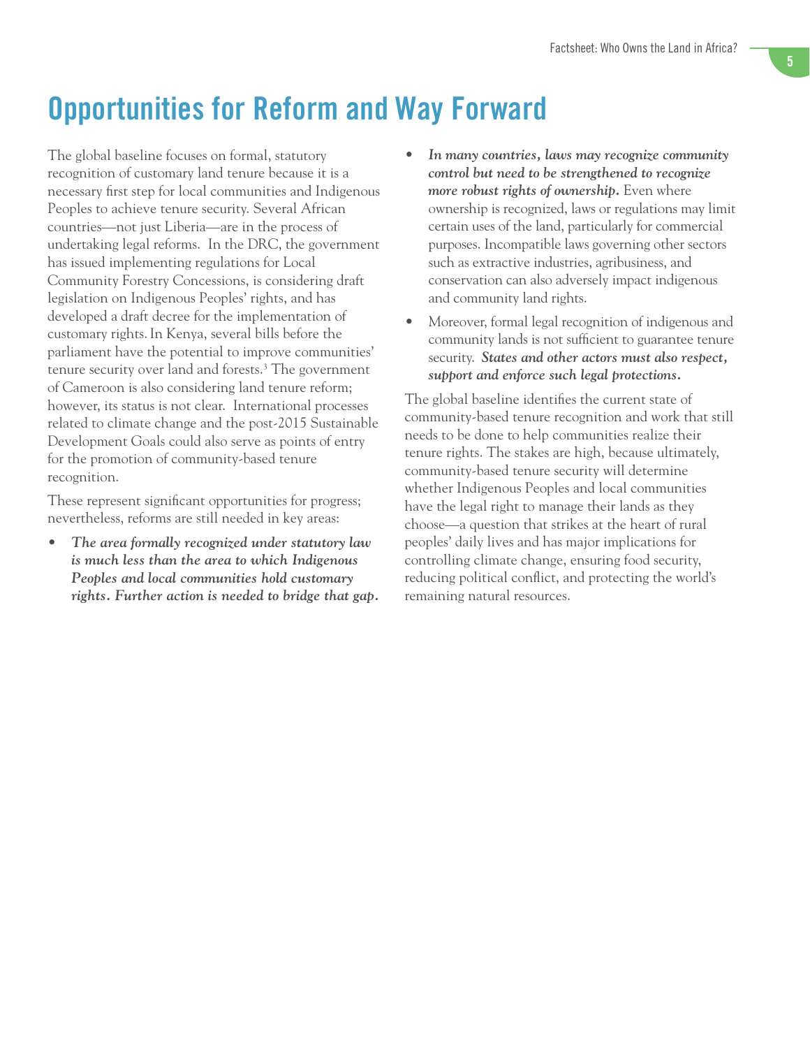# Opportunities for Reform and Way Forward

The global baseline focuses on formal, statutory recognition of customary land tenure because it is a necessary first step for local communities and Indigenous Peoples to achieve tenure security. Several African countries—not just Liberia—are in the process of undertaking legal reforms. In the DRC, the government has issued implementing regulations for Local Community Forestry Concessions, is considering draft legislation on Indigenous Peoples' rights, and has developed a draft decree for the implementation of customary rights. In Kenya, several bills before the parliament have the potential to improve communities' tenure security over land and forests.[3] The government of Cameroon is also considering land tenure reform; however, its status is not clear. International processes related to climate change and the post-2015 Sustainable Development Goals could also serve as points of entry for the promotion of community-based tenure recognition.

These represent significant opportunities for progress; nevertheless, reforms are still needed in key areas:

- ***The area formally recognized under statutory law is much less than the area to which Indigenous Peoples and local communities hold customary rights. Further action is needed to bridge that gap.***
- ***In many countries, laws may recognize community control but need to be strengthened to recognize more robust rights of ownership.*** Even where ownership is recognized, laws or regulations may limit certain uses of the land, particularly for commercial purposes. Incompatible laws governing other sectors such as extractive industries, agribusiness, and conservation can also adversely impact indigenous and community land rights.
- Moreover, formal legal recognition of indigenous and community lands is not sufficient to guarantee tenure security. ***States and other actors must also respect, support and enforce such legal protections.***

The global baseline identifies the current state of community-based tenure recognition and work that still needs to be done to help communities realize their tenure rights. The stakes are high, because ultimately, community-based tenure security will determine whether Indigenous Peoples and local communities have the legal right to manage their lands as they choose—a question that strikes at the heart of rural peoples' daily lives and has major implications for controlling climate change, ensuring food security, reducing political conflict, and protecting the world's remaining natural resources.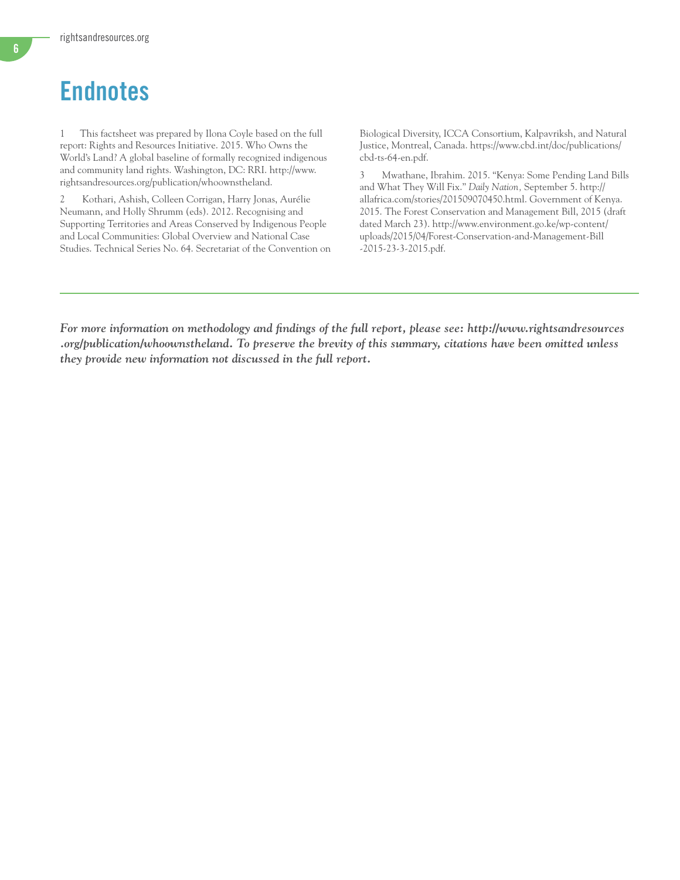# Endnotes

1 This factsheet was prepared by Ilona Coyle based on the full report: Rights and Resources Initiative. 2015. Who Owns the World's Land? A global baseline of formally recognized indigenous and community land rights. Washington, DC: RRI. http://www.rightsandresources.org/publication/whoownstheland.

2 Kothari, Ashish, Colleen Corrigan, Harry Jonas, Aurélie Neumann, and Holly Shrumm (eds). 2012. Recognising and Supporting Territories and Areas Conserved by Indigenous People and Local Communities: Global Overview and National Case Studies. Technical Series No. 64. Secretariat of the Convention on Biological Diversity, ICCA Consortium, Kalpavriksh, and Natural Justice, Montreal, Canada. https://www.cbd.int/doc/publications/cbd-ts-64-en.pdf.

3 Mwathane, Ibrahim. 2015. "Kenya: Some Pending Land Bills and What They Will Fix." *Daily Nation*, September 5. http://allafrica.com/stories/201509070450.html. Government of Kenya. 2015. The Forest Conservation and Management Bill, 2015 (draft dated March 23). http://www.environment.go.ke/wp-content/uploads/2015/04/Forest-Conservation-and-Management-Bill-2015-23-3-2015.pdf.

---

***For more information on methodology and findings of the full report, please see: http://www.rightsandresources.org/publication/whoownstheland. To preserve the brevity of this summary, citations have been omitted unless they provide new information not discussed in the full report.***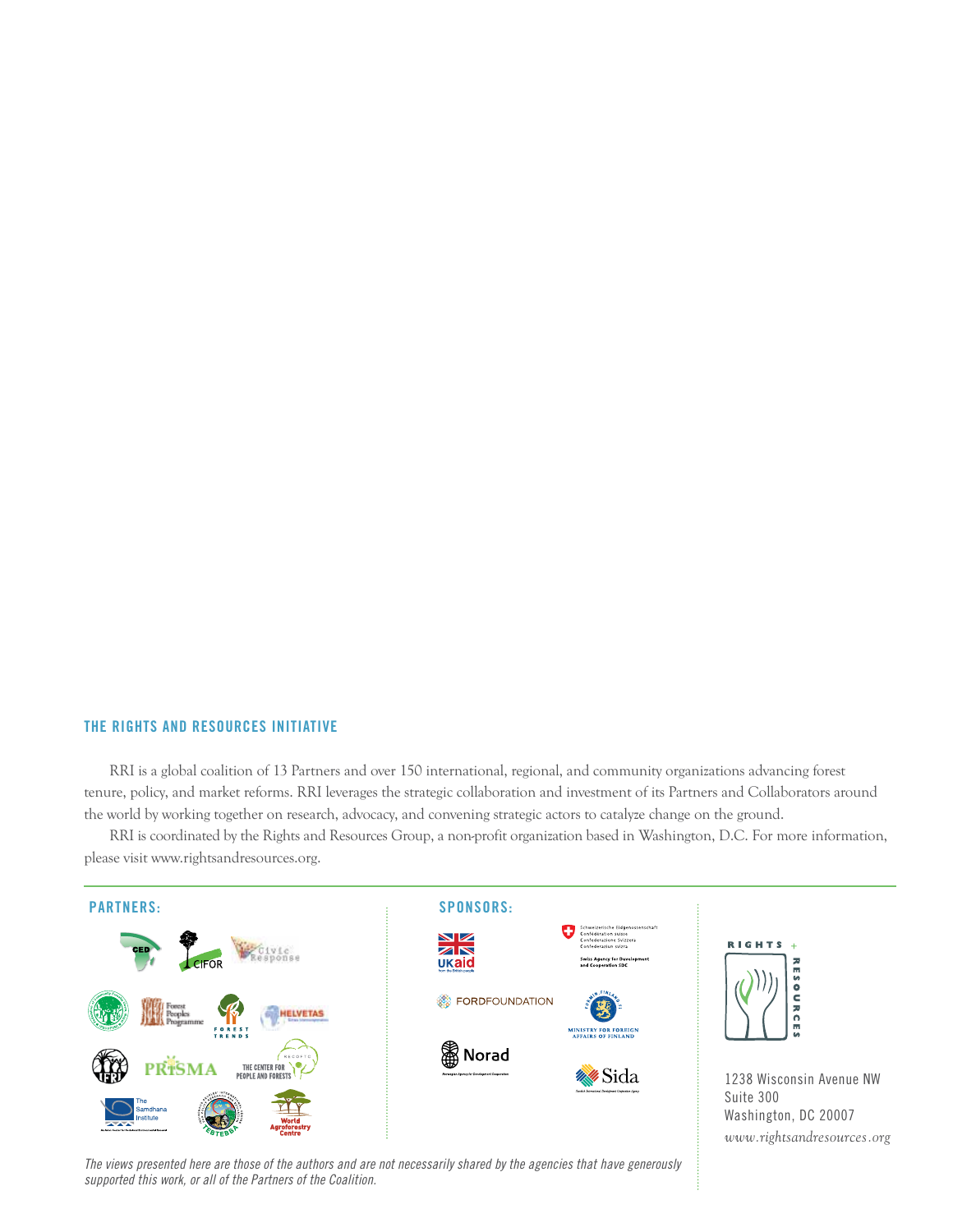## THE RIGHTS AND RESOURCES INITIATIVE

RRI is a global coalition of 13 Partners and over 150 international, regional, and community organizations advancing forest tenure, policy, and market reforms. RRI leverages the strategic collaboration and investment of its Partners and Collaborators around the world by working together on research, advocacy, and convening strategic actors to catalyze change on the ground.

RRI is coordinated by the Rights and Resources Group, a non-profit organization based in Washington, D.C. For more information, please visit www.rightsandresources.org.

**PARTNERS:**

**SPONSORS:**

1238 Wisconsin Avenue NW
Suite 300
Washington, DC 20007
*www.rightsandresources.org*

*The views presented here are those of the authors and are not necessarily shared by the agencies that have generously supported this work, or all of the Partners of the Coalition.*